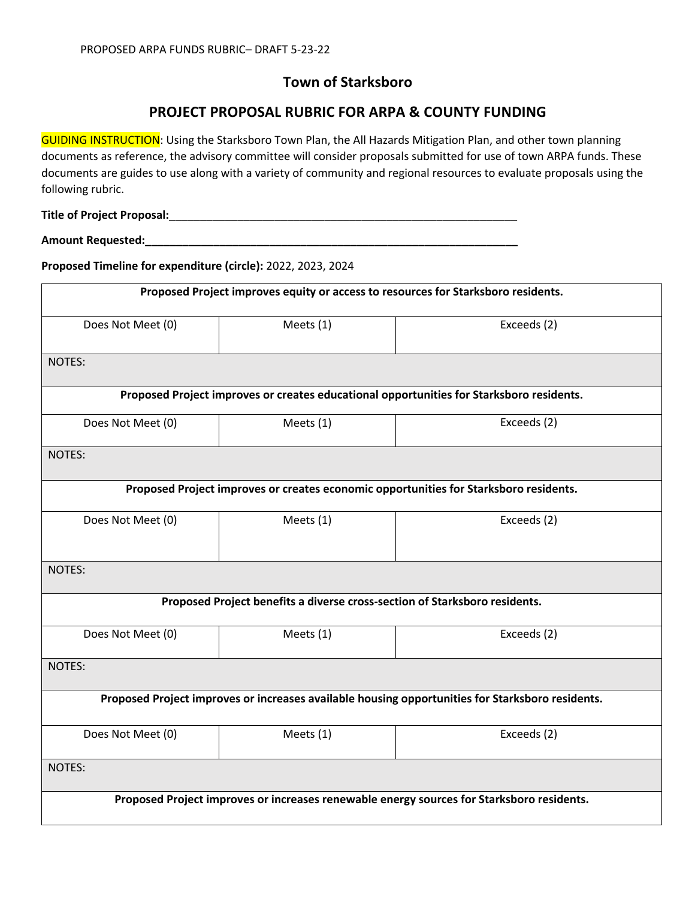PROPOSED ARPA FUNDS RUBRIC– DRAFT 5-23-22

## Town of Starksboro

## PROJECT PROPOSAL RUBRIC FOR ARPA & COUNTY FUNDING

GUIDING INSTRUCTION: Using the Starksboro Town Plan, the All Hazards Mitigation Plan, and other town planning documents as reference, the advisory committee will consider proposals submitted for use of town ARPA funds. These documents are guides to use along with a variety of community and regional resources to evaluate proposals using the following rubric.

**Title of Project Proposal:**\_\_\_\_\_\_\_\_\_\_\_\_\_\_\_\_\_\_\_\_\_\_\_\_\_\_\_\_\_\_\_\_\_\_\_\_\_\_\_\_\_\_\_\_\_\_\_\_\_\_\_\_\_\_\_\_

**Amount Requested:**\_\_\_\_\_\_\_\_\_\_\_\_\_\_\_\_\_\_\_\_\_\_\_\_\_\_\_\_\_\_\_\_\_\_\_\_\_\_\_\_\_\_\_\_\_\_\_\_\_\_\_\_\_\_\_\_\_\_\_\_\_

**Proposed Timeline for expenditure (circle):** 2022, 2023, 2024

| **Proposed Project improves equity or access to resources for Starksboro residents.** | | |
|---|---|---|
| Does Not Meet (0) | Meets (1) | Exceeds (2) |
| NOTES: | | |
| **Proposed Project improves or creates educational opportunities for Starksboro residents.** | | |
| Does Not Meet (0) | Meets (1) | Exceeds (2) |
| NOTES: | | |
| **Proposed Project improves or creates economic opportunities for Starksboro residents.** | | |
| Does Not Meet (0) | Meets (1) | Exceeds (2) |
| NOTES: | | |
| **Proposed Project benefits a diverse cross-section of Starksboro residents.** | | |
| Does Not Meet (0) | Meets (1) | Exceeds (2) |
| NOTES: | | |
| **Proposed Project improves or increases available housing opportunities for Starksboro residents.** | | |
| Does Not Meet (0) | Meets (1) | Exceeds (2) |
| NOTES: | | |
| **Proposed Project improves or increases renewable energy sources for Starksboro residents.** | | |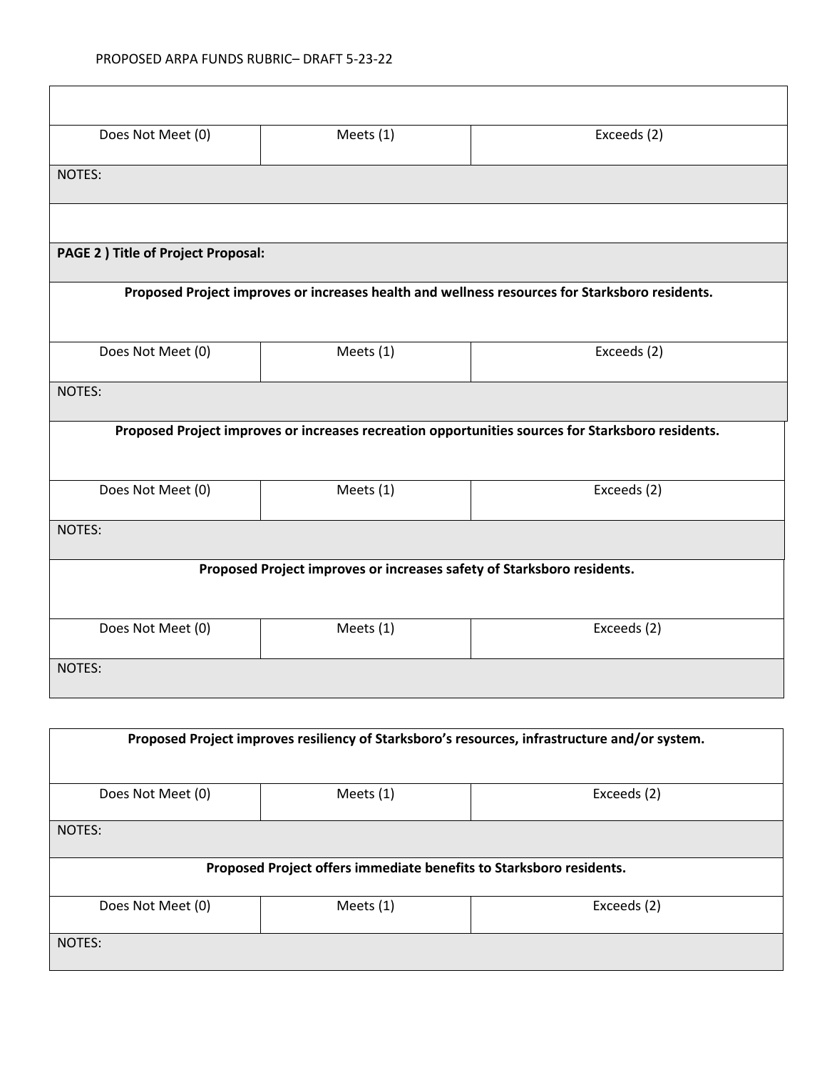PROPOSED ARPA FUNDS RUBRIC– DRAFT 5-23-22

| | | |
|---|---|---|
| Does Not Meet (0) | Meets (1) | Exceeds (2) |
| NOTES: | | |
| | | |
| **PAGE 2 ) Title of Project Proposal:** | | |
| **Proposed Project improves or increases health and wellness resources for Starksboro residents.** | | |
| Does Not Meet (0) | Meets (1) | Exceeds (2) |
| NOTES: | | |
| **Proposed Project improves or increases recreation opportunities sources for Starksboro residents.** | | |
| Does Not Meet (0) | Meets (1) | Exceeds (2) |
| NOTES: | | |
| **Proposed Project improves or increases safety of Starksboro residents.** | | |
| Does Not Meet (0) | Meets (1) | Exceeds (2) |
| NOTES: | | |

| **Proposed Project improves resiliency of Starksboro's resources, infrastructure and/or system.** | | |
|---|---|---|
| Does Not Meet (0) | Meets (1) | Exceeds (2) |
| NOTES: | | |
| **Proposed Project offers immediate benefits to Starksboro residents.** | | |
| Does Not Meet (0) | Meets (1) | Exceeds (2) |
| NOTES: | | |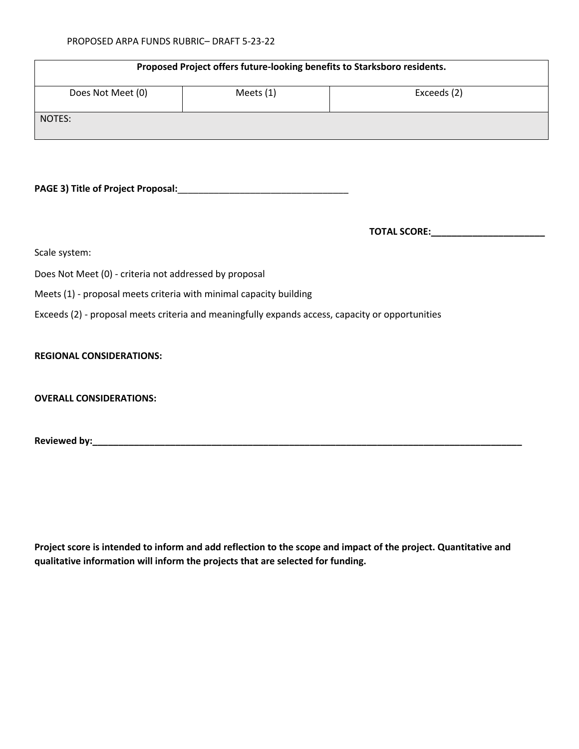| Proposed Project offers future-looking benefits to Starksboro residents. | | |
|---|---|---|
| Does Not Meet (0) | Meets (1) | Exceeds (2) |
| NOTES: | | |

**PAGE 3) Title of Project Proposal:**_________________________________

**TOTAL SCORE:______________________**

Scale system:

Does Not Meet (0) - criteria not addressed by proposal

Meets (1) - proposal meets criteria with minimal capacity building

Exceeds (2) - proposal meets criteria and meaningfully expands access, capacity or opportunities

**REGIONAL CONSIDERATIONS:**

**OVERALL CONSIDERATIONS:**

**Reviewed by:_________________________________________________________________________________________**

**Project score is intended to inform and add reflection to the scope and impact of the project. Quantitative and qualitative information will inform the projects that are selected for funding.**